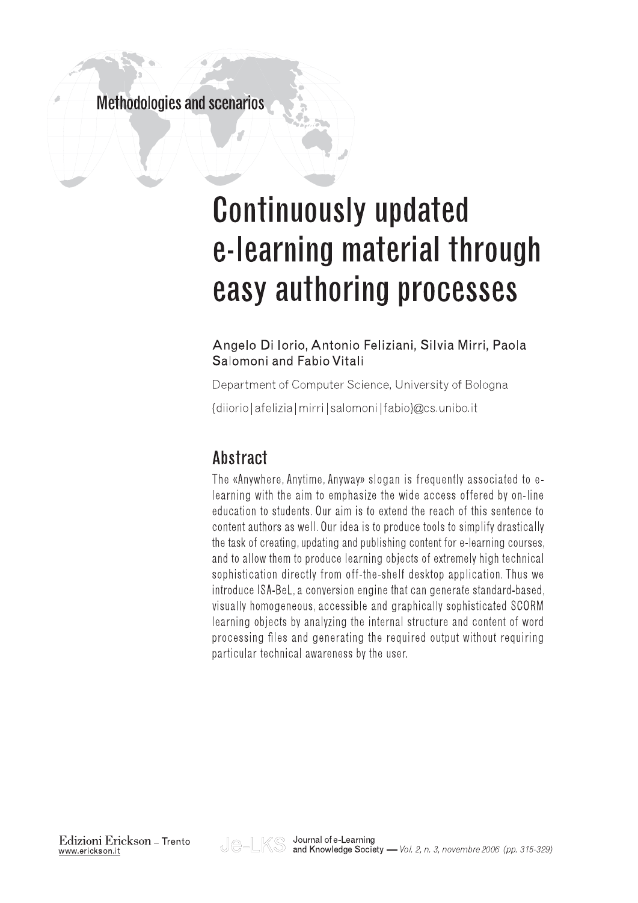Methodologies and scenarios

# Continuously updated e-learning material through easy authoring processes

Angelo Di Iorio, Antonio Feliziani, Silvia Mirri, Paola Salomoni and Fabio Vitali

Department of Computer Science, University of Bologna

{diiorio|afelizia|mirri|salomoni|fabio}@cs.unibo.it

## Abstract

The «Anywhere, Anytime, Anyway» slogan is frequently associated to e-learning with the aim to emphasize the wide access offered by on-line education to students. Our aim is to extend the reach of this sentence to content authors as well. Our idea is to produce tools to simplify drastically the task of creating, updating and publishing content for e-learning courses, and to allow them to produce learning objects of extremely high technical sophistication directly from off-the-shelf desktop application. Thus we introduce ISA-BeL, a conversion engine that can generate standard-based, visually homogeneous, accessible and graphically sophisticated SCORM learning objects by analyzing the internal structure and content of word processing files and generating the required output without requiring particular technical awareness by the user.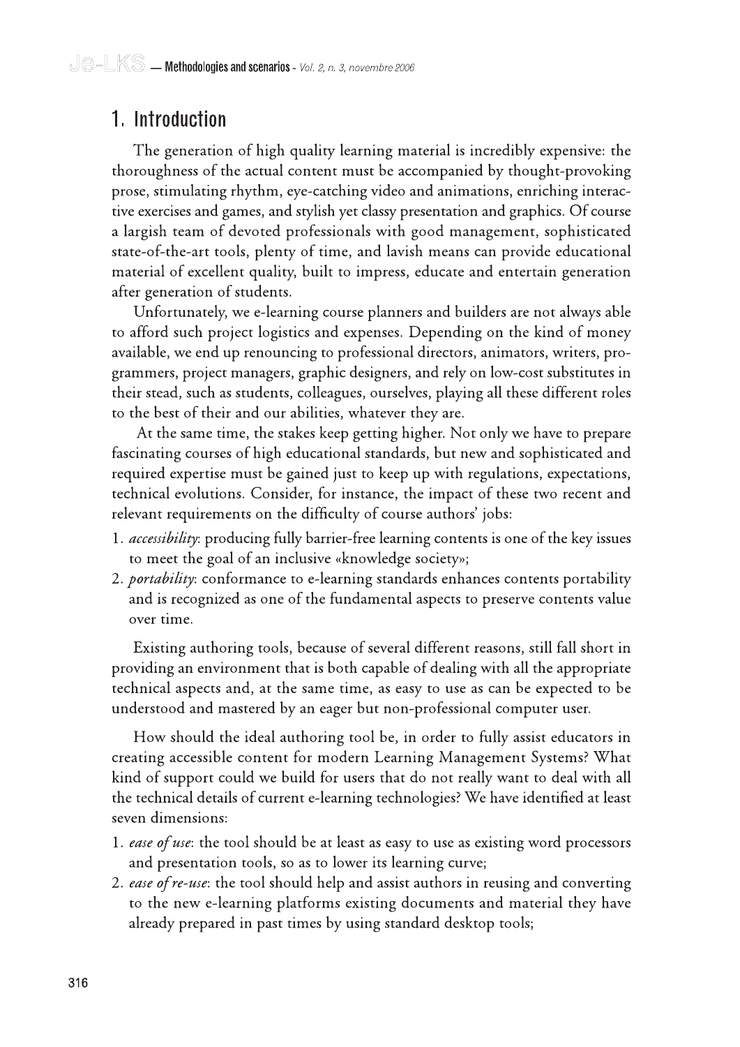## 1. Introduction

The generation of high quality learning material is incredibly expensive: the thoroughness of the actual content must be accompanied by thought-provoking prose, stimulating rhythm, eye-catching video and animations, enriching interactive exercises and games, and stylish yet classy presentation and graphics. Of course a largish team of devoted professionals with good management, sophisticated state-of-the-art tools, plenty of time, and lavish means can provide educational material of excellent quality, built to impress, educate and entertain generation after generation of students.

Unfortunately, we e-learning course planners and builders are not always able to afford such project logistics and expenses. Depending on the kind of money available, we end up renouncing to professional directors, animators, writers, programmers, project managers, graphic designers, and rely on low-cost substitutes in their stead, such as students, colleagues, ourselves, playing all these different roles to the best of their and our abilities, whatever they are.

At the same time, the stakes keep getting higher. Not only we have to prepare fascinating courses of high educational standards, but new and sophisticated and required expertise must be gained just to keep up with regulations, expectations, technical evolutions. Consider, for instance, the impact of these two recent and relevant requirements on the difficulty of course authors' jobs:

1. *accessibility*: producing fully barrier-free learning contents is one of the key issues to meet the goal of an inclusive «knowledge society»;
2. *portability*: conformance to e-learning standards enhances contents portability and is recognized as one of the fundamental aspects to preserve contents value over time.

Existing authoring tools, because of several different reasons, still fall short in providing an environment that is both capable of dealing with all the appropriate technical aspects and, at the same time, as easy to use as can be expected to be understood and mastered by an eager but non-professional computer user.

How should the ideal authoring tool be, in order to fully assist educators in creating accessible content for modern Learning Management Systems? What kind of support could we build for users that do not really want to deal with all the technical details of current e-learning technologies? We have identified at least seven dimensions:

1. *ease of use*: the tool should be at least as easy to use as existing word processors and presentation tools, so as to lower its learning curve;
2. *ease of re-use*: the tool should help and assist authors in reusing and converting to the new e-learning platforms existing documents and material they have already prepared in past times by using standard desktop tools;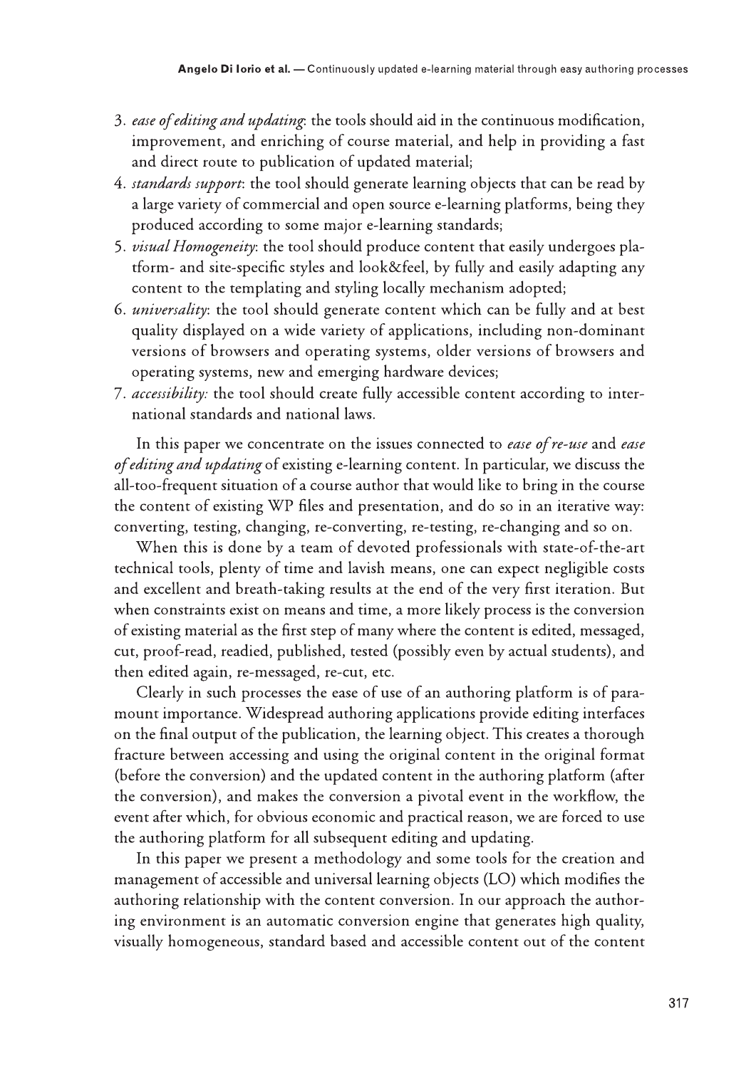3. *ease of editing and updating*: the tools should aid in the continuous modification, improvement, and enriching of course material, and help in providing a fast and direct route to publication of updated material;
4. *standards support*: the tool should generate learning objects that can be read by a large variety of commercial and open source e-learning platforms, being they produced according to some major e-learning standards;
5. *visual Homogeneity*: the tool should produce content that easily undergoes platform- and site-specific styles and look&feel, by fully and easily adapting any content to the templating and styling locally mechanism adopted;
6. *universality*: the tool should generate content which can be fully and at best quality displayed on a wide variety of applications, including non-dominant versions of browsers and operating systems, older versions of browsers and operating systems, new and emerging hardware devices;
7. *accessibility:* the tool should create fully accessible content according to international standards and national laws.

In this paper we concentrate on the issues connected to *ease of re-use* and *ease of editing and updating* of existing e-learning content. In particular, we discuss the all-too-frequent situation of a course author that would like to bring in the course the content of existing WP files and presentation, and do so in an iterative way: converting, testing, changing, re-converting, re-testing, re-changing and so on.

When this is done by a team of devoted professionals with state-of-the-art technical tools, plenty of time and lavish means, one can expect negligible costs and excellent and breath-taking results at the end of the very first iteration. But when constraints exist on means and time, a more likely process is the conversion of existing material as the first step of many where the content is edited, messaged, cut, proof-read, readied, published, tested (possibly even by actual students), and then edited again, re-messaged, re-cut, etc.

Clearly in such processes the ease of use of an authoring platform is of paramount importance. Widespread authoring applications provide editing interfaces on the final output of the publication, the learning object. This creates a thorough fracture between accessing and using the original content in the original format (before the conversion) and the updated content in the authoring platform (after the conversion), and makes the conversion a pivotal event in the workflow, the event after which, for obvious economic and practical reason, we are forced to use the authoring platform for all subsequent editing and updating.

In this paper we present a methodology and some tools for the creation and management of accessible and universal learning objects (LO) which modifies the authoring relationship with the content conversion. In our approach the authoring environment is an automatic conversion engine that generates high quality, visually homogeneous, standard based and accessible content out of the content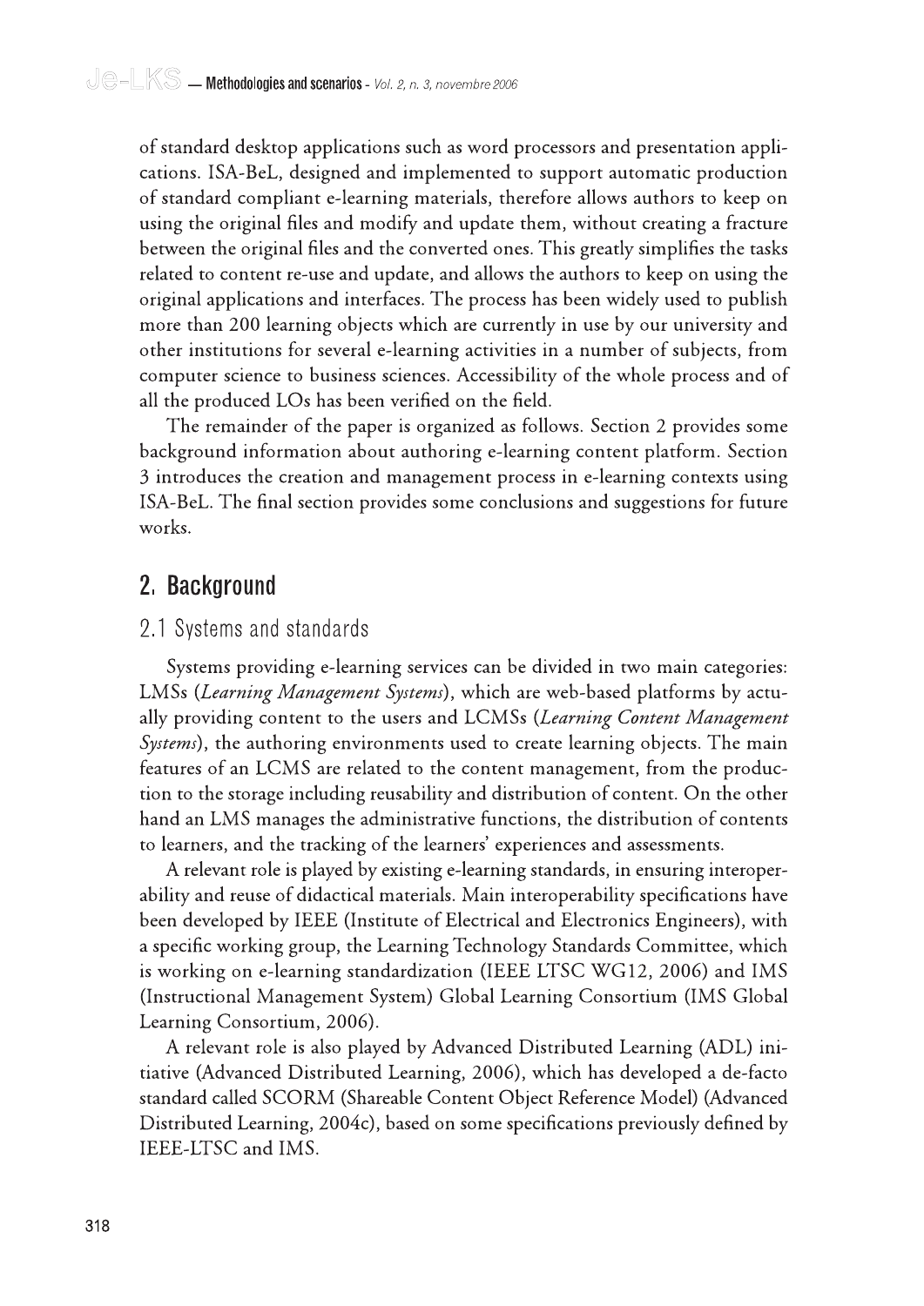of standard desktop applications such as word processors and presentation applications. ISA-BeL, designed and implemented to support automatic production of standard compliant e-learning materials, therefore allows authors to keep on using the original files and modify and update them, without creating a fracture between the original files and the converted ones. This greatly simplifies the tasks related to content re-use and update, and allows the authors to keep on using the original applications and interfaces. The process has been widely used to publish more than 200 learning objects which are currently in use by our university and other institutions for several e-learning activities in a number of subjects, from computer science to business sciences. Accessibility of the whole process and of all the produced LOs has been verified on the field.

The remainder of the paper is organized as follows. Section 2 provides some background information about authoring e-learning content platform. Section 3 introduces the creation and management process in e-learning contexts using ISA-BeL. The final section provides some conclusions and suggestions for future works.

## 2. Background

### 2.1 Systems and standards

Systems providing e-learning services can be divided in two main categories: LMSs (*Learning Management Systems*), which are web-based platforms by actually providing content to the users and LCMSs (*Learning Content Management Systems*), the authoring environments used to create learning objects. The main features of an LCMS are related to the content management, from the production to the storage including reusability and distribution of content. On the other hand an LMS manages the administrative functions, the distribution of contents to learners, and the tracking of the learners' experiences and assessments.

A relevant role is played by existing e-learning standards, in ensuring interoperability and reuse of didactical materials. Main interoperability specifications have been developed by IEEE (Institute of Electrical and Electronics Engineers), with a specific working group, the Learning Technology Standards Committee, which is working on e-learning standardization (IEEE LTSC WG12, 2006) and IMS (Instructional Management System) Global Learning Consortium (IMS Global Learning Consortium, 2006).

A relevant role is also played by Advanced Distributed Learning (ADL) initiative (Advanced Distributed Learning, 2006), which has developed a de-facto standard called SCORM (Shareable Content Object Reference Model) (Advanced Distributed Learning, 2004c), based on some specifications previously defined by IEEE-LTSC and IMS.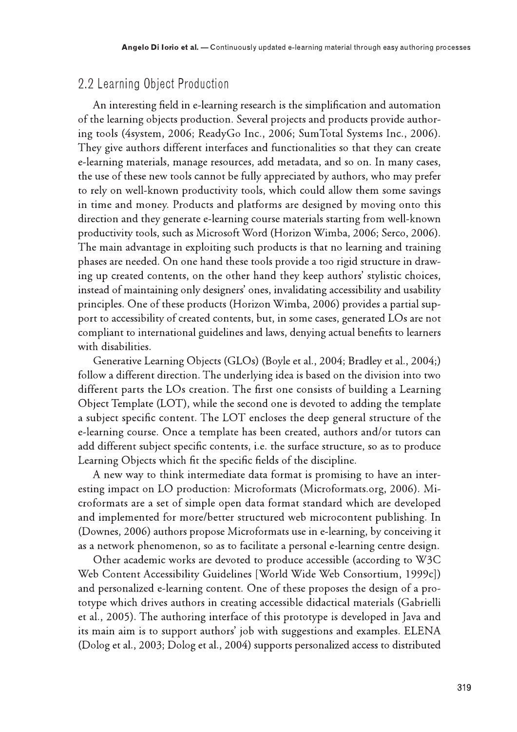## 2.2 Learning Object Production

An interesting field in e-learning research is the simplification and automation of the learning objects production. Several projects and products provide authoring tools (4system, 2006; ReadyGo Inc., 2006; SumTotal Systems Inc., 2006). They give authors different interfaces and functionalities so that they can create e-learning materials, manage resources, add metadata, and so on. In many cases, the use of these new tools cannot be fully appreciated by authors, who may prefer to rely on well-known productivity tools, which could allow them some savings in time and money. Products and platforms are designed by moving onto this direction and they generate e-learning course materials starting from well-known productivity tools, such as Microsoft Word (Horizon Wimba, 2006; Serco, 2006). The main advantage in exploiting such products is that no learning and training phases are needed. On one hand these tools provide a too rigid structure in drawing up created contents, on the other hand they keep authors' stylistic choices, instead of maintaining only designers' ones, invalidating accessibility and usability principles. One of these products (Horizon Wimba, 2006) provides a partial support to accessibility of created contents, but, in some cases, generated LOs are not compliant to international guidelines and laws, denying actual benefits to learners with disabilities.

Generative Learning Objects (GLOs) (Boyle et al., 2004; Bradley et al., 2004;) follow a different direction. The underlying idea is based on the division into two different parts the LOs creation. The first one consists of building a Learning Object Template (LOT), while the second one is devoted to adding the template a subject specific content. The LOT encloses the deep general structure of the e-learning course. Once a template has been created, authors and/or tutors can add different subject specific contents, i.e. the surface structure, so as to produce Learning Objects which fit the specific fields of the discipline.

A new way to think intermediate data format is promising to have an interesting impact on LO production: Microformats (Microformats.org, 2006). Microformats are a set of simple open data format standard which are developed and implemented for more/better structured web microcontent publishing. In (Downes, 2006) authors propose Microformats use in e-learning, by conceiving it as a network phenomenon, so as to facilitate a personal e-learning centre design.

Other academic works are devoted to produce accessible (according to W3C Web Content Accessibility Guidelines [World Wide Web Consortium, 1999c]) and personalized e-learning content. One of these proposes the design of a prototype which drives authors in creating accessible didactical materials (Gabrielli et al., 2005). The authoring interface of this prototype is developed in Java and its main aim is to support authors' job with suggestions and examples. ELENA (Dolog et al., 2003; Dolog et al., 2004) supports personalized access to distributed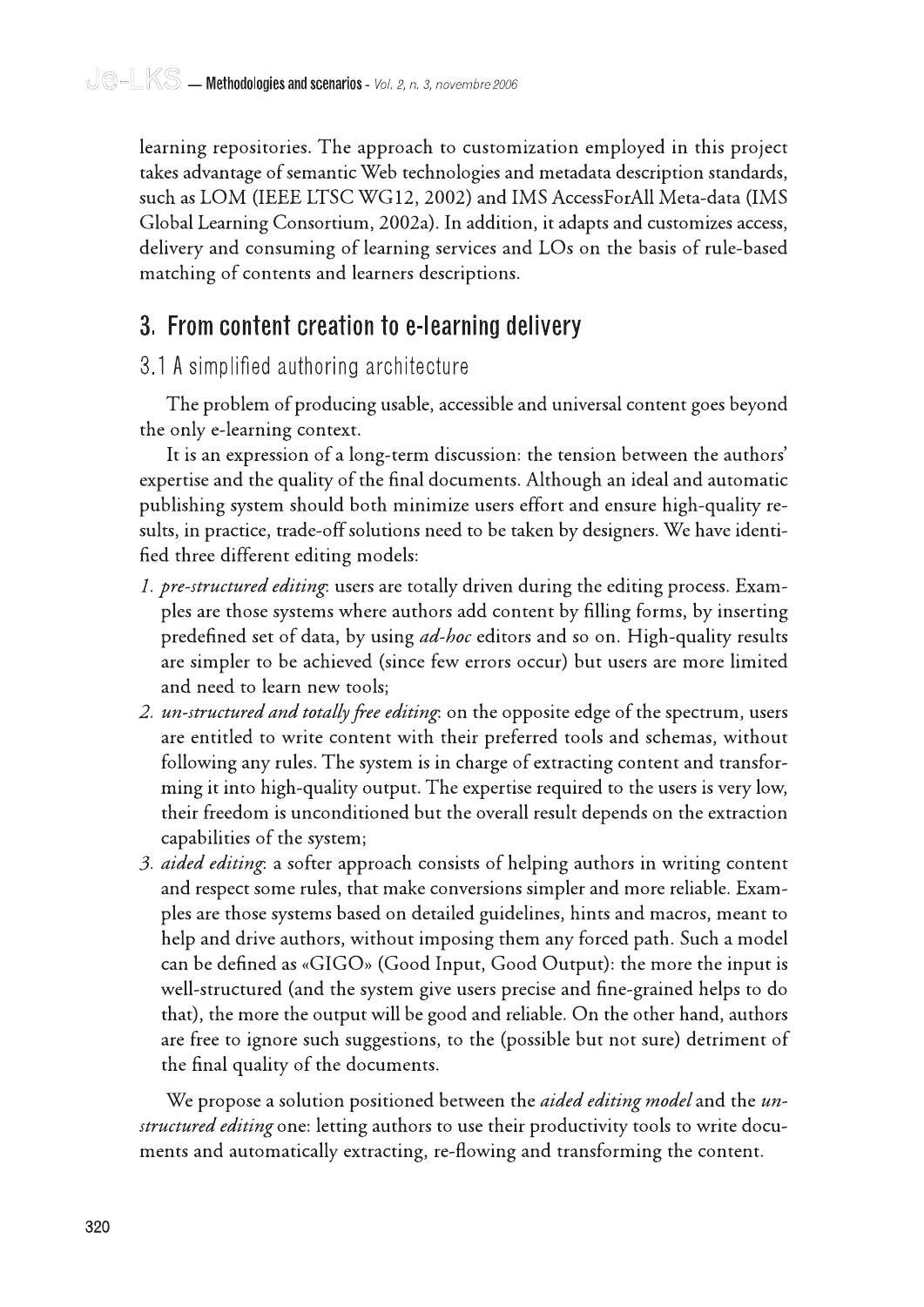learning repositories. The approach to customization employed in this project takes advantage of semantic Web technologies and metadata description standards, such as LOM (IEEE LTSC WG12, 2002) and IMS AccessForAll Meta-data (IMS Global Learning Consortium, 2002a). In addition, it adapts and customizes access, delivery and consuming of learning services and LOs on the basis of rule-based matching of contents and learners descriptions.

## 3. From content creation to e-learning delivery

### 3.1 A simplified authoring architecture

The problem of producing usable, accessible and universal content goes beyond the only e-learning context.

It is an expression of a long-term discussion: the tension between the authors' expertise and the quality of the final documents. Although an ideal and automatic publishing system should both minimize users effort and ensure high-quality results, in practice, trade-off solutions need to be taken by designers. We have identified three different editing models:

1. *pre-structured editing*: users are totally driven during the editing process. Examples are those systems where authors add content by filling forms, by inserting predefined set of data, by using *ad-hoc* editors and so on. High-quality results are simpler to be achieved (since few errors occur) but users are more limited and need to learn new tools;
2. *un-structured and totally free editing*: on the opposite edge of the spectrum, users are entitled to write content with their preferred tools and schemas, without following any rules. The system is in charge of extracting content and transforming it into high-quality output. The expertise required to the users is very low, their freedom is unconditioned but the overall result depends on the extraction capabilities of the system;
3. *aided editing*: a softer approach consists of helping authors in writing content and respect some rules, that make conversions simpler and more reliable. Examples are those systems based on detailed guidelines, hints and macros, meant to help and drive authors, without imposing them any forced path. Such a model can be defined as «GIGO» (Good Input, Good Output): the more the input is well-structured (and the system give users precise and fine-grained helps to do that), the more the output will be good and reliable. On the other hand, authors are free to ignore such suggestions, to the (possible but not sure) detriment of the final quality of the documents.

We propose a solution positioned between the *aided editing model* and the *unstructured editing* one: letting authors to use their productivity tools to write documents and automatically extracting, re-flowing and transforming the content.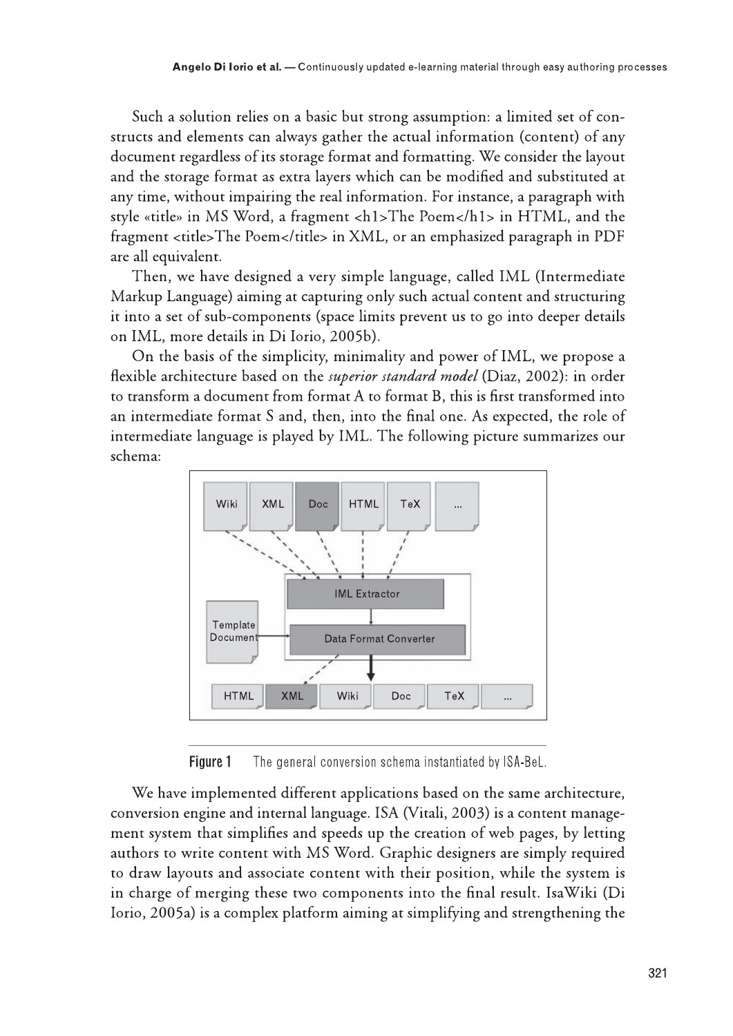Such a solution relies on a basic but strong assumption: a limited set of constructs and elements can always gather the actual information (content) of any document regardless of its storage format and formatting. We consider the layout and the storage format as extra layers which can be modified and substituted at any time, without impairing the real information. For instance, a paragraph with style «title» in MS Word, a fragment <h1>The Poem</h1> in HTML, and the fragment <title>The Poem</title> in XML, or an emphasized paragraph in PDF are all equivalent.

Then, we have designed a very simple language, called IML (Intermediate Markup Language) aiming at capturing only such actual content and structuring it into a set of sub-components (space limits prevent us to go into deeper details on IML, more details in Di Iorio, 2005b).

On the basis of the simplicity, minimality and power of IML, we propose a flexible architecture based on the *superior standard model* (Diaz, 2002): in order to transform a document from format A to format B, this is first transformed into an intermediate format S and, then, into the final one. As expected, the role of intermediate language is played by IML. The following picture summarizes our schema:

**Figure 1** The general conversion schema instantiated by ISA-BeL.

We have implemented different applications based on the same architecture, conversion engine and internal language. ISA (Vitali, 2003) is a content management system that simplifies and speeds up the creation of web pages, by letting authors to write content with MS Word. Graphic designers are simply required to draw layouts and associate content with their position, while the system is in charge of merging these two components into the final result. IsaWiki (Di Iorio, 2005a) is a complex platform aiming at simplifying and strengthening the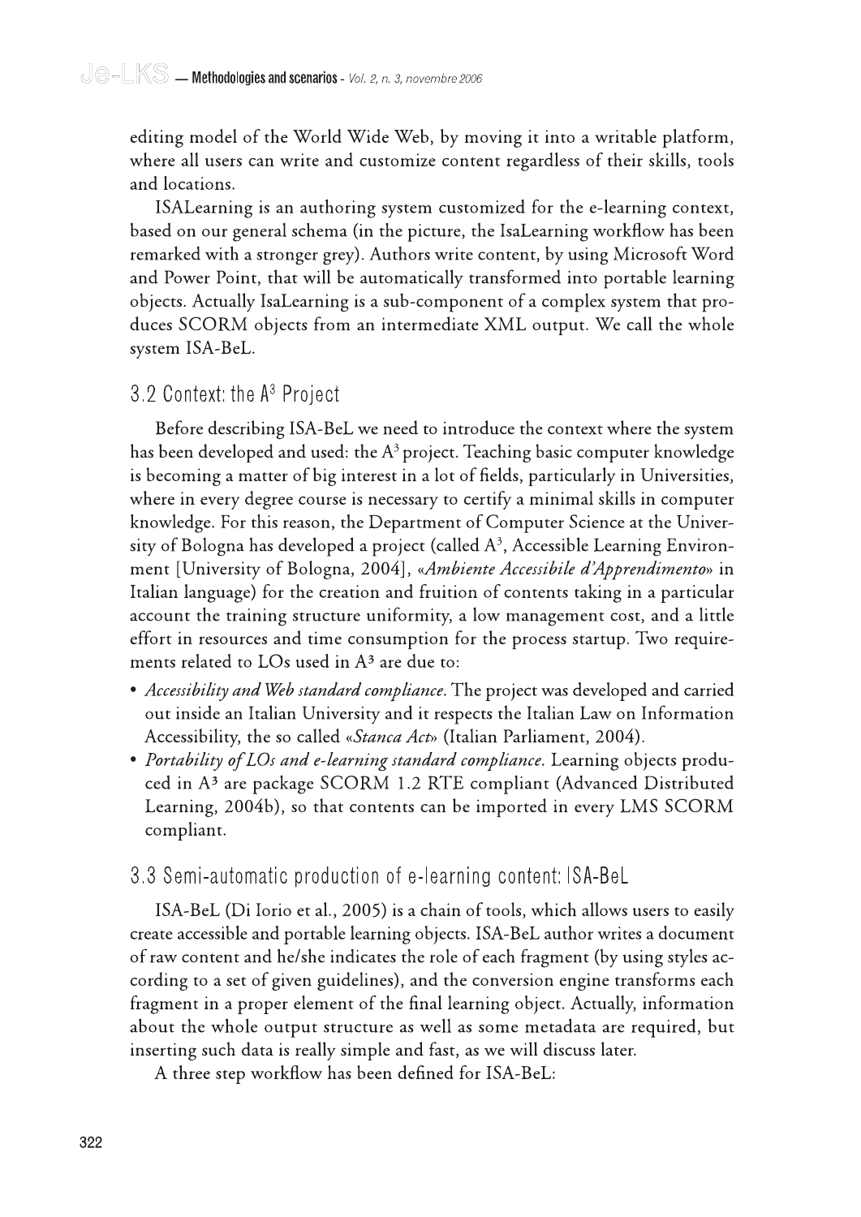editing model of the World Wide Web, by moving it into a writable platform, where all users can write and customize content regardless of their skills, tools and locations.

ISALearning is an authoring system customized for the e-learning context, based on our general schema (in the picture, the IsaLearning workflow has been remarked with a stronger grey). Authors write content, by using Microsoft Word and Power Point, that will be automatically transformed into portable learning objects. Actually IsaLearning is a sub-component of a complex system that produces SCORM objects from an intermediate XML output. We call the whole system ISA-BeL.

### 3.2 Context: the A³ Project

Before describing ISA-BeL we need to introduce the context where the system has been developed and used: the A³ project. Teaching basic computer knowledge is becoming a matter of big interest in a lot of fields, particularly in Universities, where in every degree course is necessary to certify a minimal skills in computer knowledge. For this reason, the Department of Computer Science at the University of Bologna has developed a project (called A³, Accessible Learning Environment [University of Bologna, 2004], «*Ambiente Accessibile d'Apprendimento*» in Italian language) for the creation and fruition of contents taking in a particular account the training structure uniformity, a low management cost, and a little effort in resources and time consumption for the process startup. Two requirements related to LOs used in A³ are due to:

- *Accessibility and Web standard compliance*. The project was developed and carried out inside an Italian University and it respects the Italian Law on Information Accessibility, the so called «*Stanca Act*» (Italian Parliament, 2004).
- *Portability of LOs and e-learning standard compliance*. Learning objects produced in A³ are package SCORM 1.2 RTE compliant (Advanced Distributed Learning, 2004b), so that contents can be imported in every LMS SCORM compliant.

### 3.3 Semi-automatic production of e-learning content: ISA-BeL

ISA-BeL (Di Iorio et al., 2005) is a chain of tools, which allows users to easily create accessible and portable learning objects. ISA-BeL author writes a document of raw content and he/she indicates the role of each fragment (by using styles according to a set of given guidelines), and the conversion engine transforms each fragment in a proper element of the final learning object. Actually, information about the whole output structure as well as some metadata are required, but inserting such data is really simple and fast, as we will discuss later.

A three step workflow has been defined for ISA-BeL: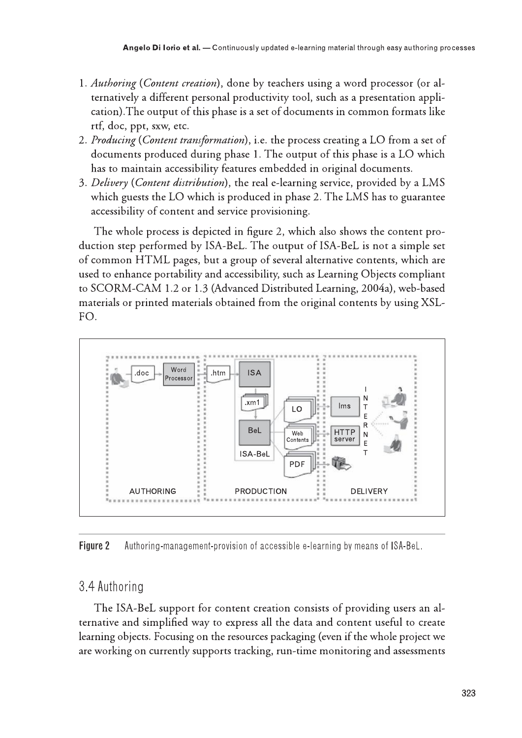1. *Authoring* (*Content creation*), done by teachers using a word processor (or alternatively a different personal productivity tool, such as a presentation application).The output of this phase is a set of documents in common formats like rtf, doc, ppt, sxw, etc.
2. *Producing* (*Content transformation*), i.e. the process creating a LO from a set of documents produced during phase 1. The output of this phase is a LO which has to maintain accessibility features embedded in original documents.
3. *Delivery* (*Content distribution*), the real e-learning service, provided by a LMS which guests the LO which is produced in phase 2. The LMS has to guarantee accessibility of content and service provisioning.

The whole process is depicted in figure 2, which also shows the content production step performed by ISA-BeL. The output of ISA-BeL is not a simple set of common HTML pages, but a group of several alternative contents, which are used to enhance portability and accessibility, such as Learning Objects compliant to SCORM-CAM 1.2 or 1.3 (Advanced Distributed Learning, 2004a), web-based materials or printed materials obtained from the original contents by using XSL-FO.

**Figure 2** Authoring-management-provision of accessible e-learning by means of ISA-BeL.

## 3.4 Authoring

The ISA-BeL support for content creation consists of providing users an alternative and simplified way to express all the data and content useful to create learning objects. Focusing on the resources packaging (even if the whole project we are working on currently supports tracking, run-time monitoring and assessments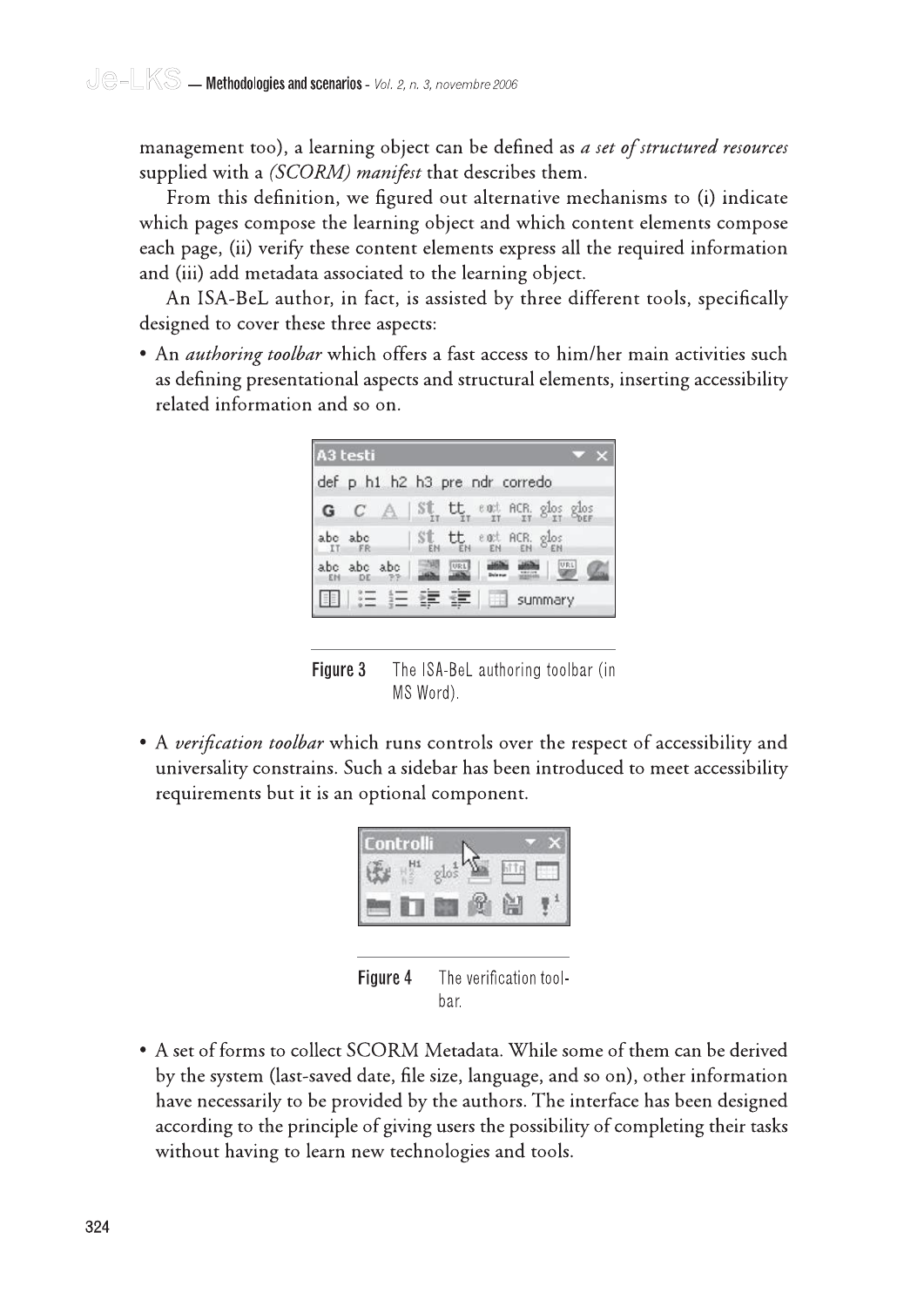management too), a learning object can be defined as *a set of structured resources* supplied with a *(SCORM) manifest* that describes them.

From this definition, we figured out alternative mechanisms to (i) indicate which pages compose the learning object and which content elements compose each page, (ii) verify these content elements express all the required information and (iii) add metadata associated to the learning object.

An ISA-BeL author, in fact, is assisted by three different tools, specifically designed to cover these three aspects:

- An *authoring toolbar* which offers a fast access to him/her main activities such as defining presentational aspects and structural elements, inserting accessibility related information and so on.

**Figure 3** The ISA-BeL authoring toolbar (in MS Word).

- A *verification toolbar* which runs controls over the respect of accessibility and universality constrains. Such a sidebar has been introduced to meet accessibility requirements but it is an optional component.

**Figure 4** The verification toolbar.

- A set of forms to collect SCORM Metadata. While some of them can be derived by the system (last-saved date, file size, language, and so on), other information have necessarily to be provided by the authors. The interface has been designed according to the principle of giving users the possibility of completing their tasks without having to learn new technologies and tools.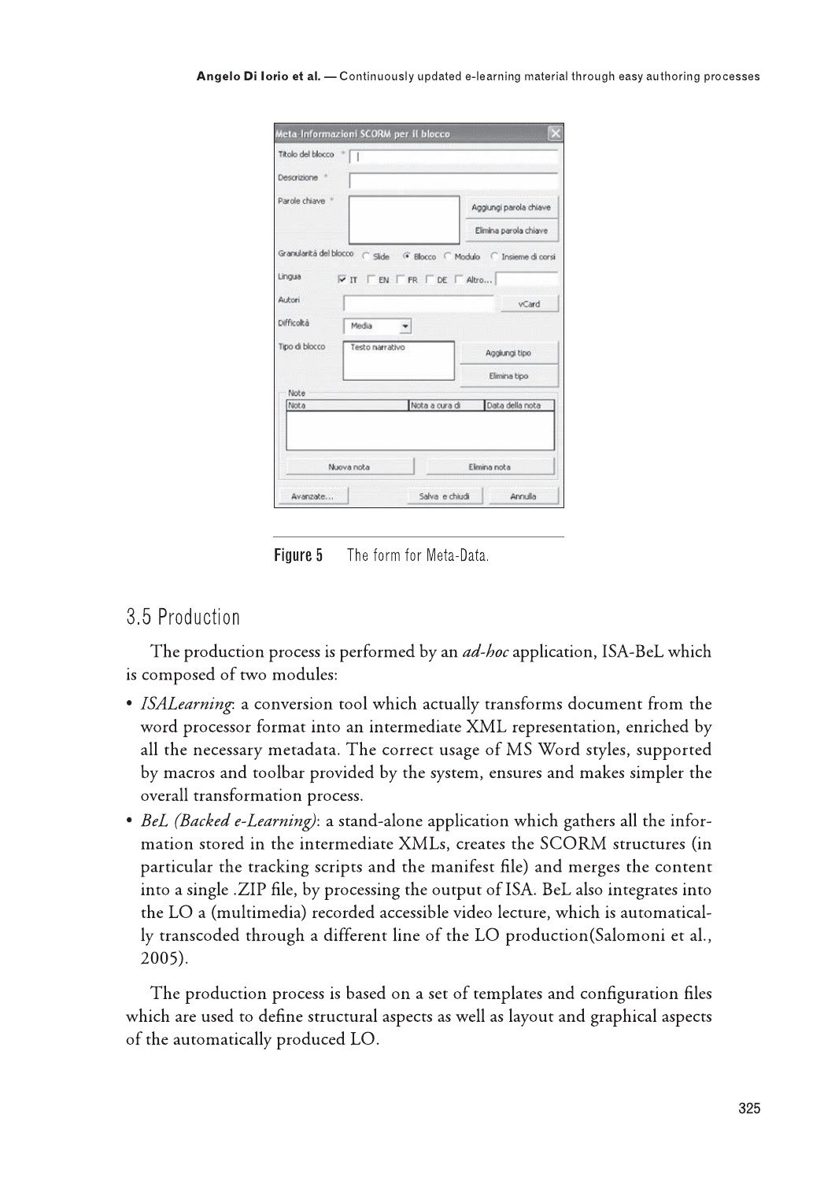Figure 5 The form for Meta-Data.

## 3.5 Production

The production process is performed by an *ad-hoc* application, ISA-BeL which is composed of two modules:

- *ISALearning*: a conversion tool which actually transforms document from the word processor format into an intermediate XML representation, enriched by all the necessary metadata. The correct usage of MS Word styles, supported by macros and toolbar provided by the system, ensures and makes simpler the overall transformation process.
- *BeL (Backed e-Learning)*: a stand-alone application which gathers all the information stored in the intermediate XMLs, creates the SCORM structures (in particular the tracking scripts and the manifest file) and merges the content into a single .ZIP file, by processing the output of ISA. BeL also integrates into the LO a (multimedia) recorded accessible video lecture, which is automatically transcoded through a different line of the LO production(Salomoni et al., 2005).

The production process is based on a set of templates and configuration files which are used to define structural aspects as well as layout and graphical aspects of the automatically produced LO.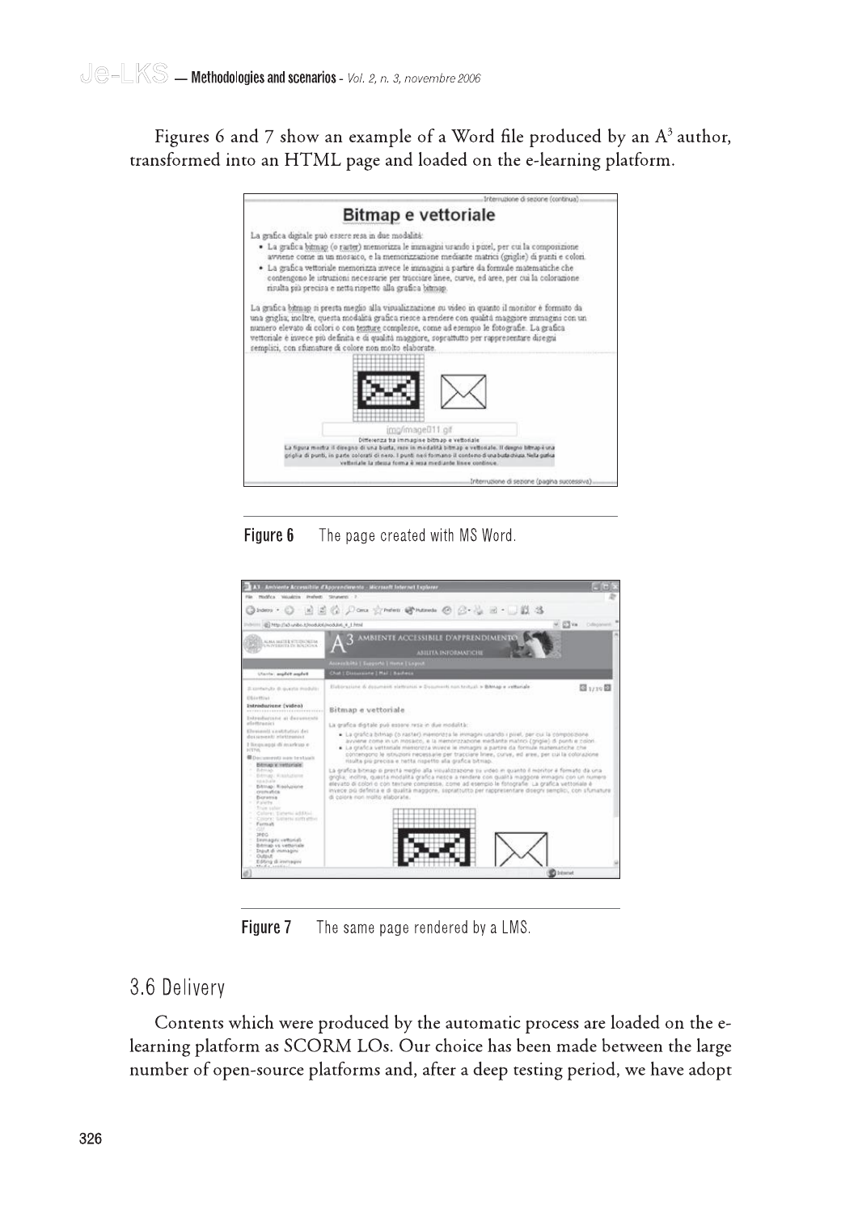Figures 6 and 7 show an example of a Word file produced by an A$^3$ author, transformed into an HTML page and loaded on the e-learning platform.

**Figure 6** The page created with MS Word.

**Figure 7** The same page rendered by a LMS.

## 3.6 Delivery

Contents which were produced by the automatic process are loaded on the e-learning platform as SCORM LOs. Our choice has been made between the large number of open-source platforms and, after a deep testing period, we have adopt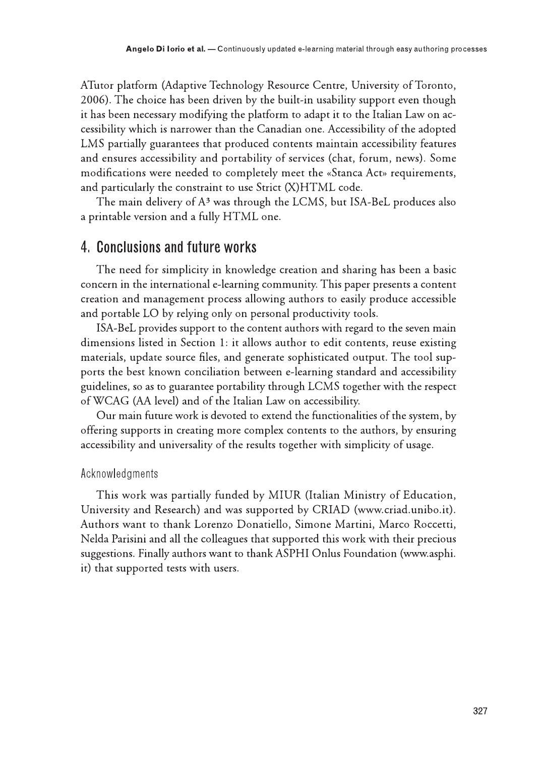ATutor platform (Adaptive Technology Resource Centre, University of Toronto, 2006). The choice has been driven by the built-in usability support even though it has been necessary modifying the platform to adapt it to the Italian Law on accessibility which is narrower than the Canadian one. Accessibility of the adopted LMS partially guarantees that produced contents maintain accessibility features and ensures accessibility and portability of services (chat, forum, news). Some modifications were needed to completely meet the «Stanca Act» requirements, and particularly the constraint to use Strict (X)HTML code.

The main delivery of A³ was through the LCMS, but ISA-BeL produces also a printable version and a fully HTML one.

## 4. Conclusions and future works

The need for simplicity in knowledge creation and sharing has been a basic concern in the international e-learning community. This paper presents a content creation and management process allowing authors to easily produce accessible and portable LO by relying only on personal productivity tools.

ISA-BeL provides support to the content authors with regard to the seven main dimensions listed in Section 1: it allows author to edit contents, reuse existing materials, update source files, and generate sophisticated output. The tool supports the best known conciliation between e-learning standard and accessibility guidelines, so as to guarantee portability through LCMS together with the respect of WCAG (AA level) and of the Italian Law on accessibility.

Our main future work is devoted to extend the functionalities of the system, by offering supports in creating more complex contents to the authors, by ensuring accessibility and universality of the results together with simplicity of usage.

### Acknowledgments

This work was partially funded by MIUR (Italian Ministry of Education, University and Research) and was supported by CRIAD (www.criad.unibo.it). Authors want to thank Lorenzo Donatiello, Simone Martini, Marco Roccetti, Nelda Parisini and all the colleagues that supported this work with their precious suggestions. Finally authors want to thank ASPHI Onlus Foundation (www.asphi.it) that supported tests with users.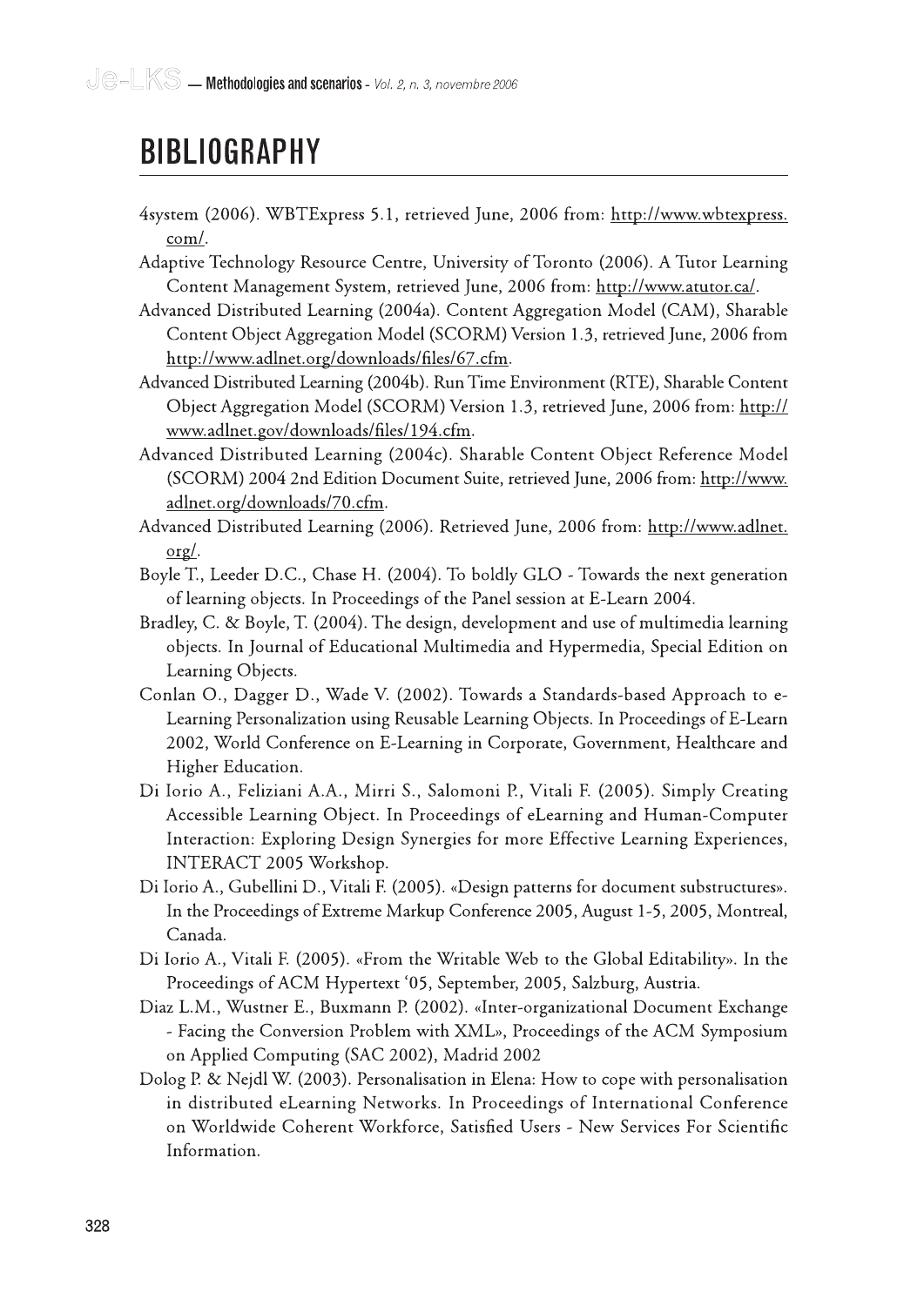# BIBLIOGRAPHY

4system (2006). WBTExpress 5.1, retrieved June, 2006 from: http://www.wbtexpress.com/.

Adaptive Technology Resource Centre, University of Toronto (2006). A Tutor Learning Content Management System, retrieved June, 2006 from: http://www.atutor.ca/.

Advanced Distributed Learning (2004a). Content Aggregation Model (CAM), Sharable Content Object Aggregation Model (SCORM) Version 1.3, retrieved June, 2006 from http://www.adlnet.org/downloads/files/67.cfm.

Advanced Distributed Learning (2004b). Run Time Environment (RTE), Sharable Content Object Aggregation Model (SCORM) Version 1.3, retrieved June, 2006 from: http://www.adlnet.gov/downloads/files/194.cfm.

Advanced Distributed Learning (2004c). Sharable Content Object Reference Model (SCORM) 2004 2nd Edition Document Suite, retrieved June, 2006 from: http://www.adlnet.org/downloads/70.cfm.

Advanced Distributed Learning (2006). Retrieved June, 2006 from: http://www.adlnet.org/.

Boyle T., Leeder D.C., Chase H. (2004). To boldly GLO - Towards the next generation of learning objects. In Proceedings of the Panel session at E-Learn 2004.

Bradley, C. & Boyle, T. (2004). The design, development and use of multimedia learning objects. In Journal of Educational Multimedia and Hypermedia, Special Edition on Learning Objects.

Conlan O., Dagger D., Wade V. (2002). Towards a Standards-based Approach to e-Learning Personalization using Reusable Learning Objects. In Proceedings of E-Learn 2002, World Conference on E-Learning in Corporate, Government, Healthcare and Higher Education.

Di Iorio A., Feliziani A.A., Mirri S., Salomoni P., Vitali F. (2005). Simply Creating Accessible Learning Object. In Proceedings of eLearning and Human-Computer Interaction: Exploring Design Synergies for more Effective Learning Experiences, INTERACT 2005 Workshop.

Di Iorio A., Gubellini D., Vitali F. (2005). «Design patterns for document substructures». In the Proceedings of Extreme Markup Conference 2005, August 1-5, 2005, Montreal, Canada.

Di Iorio A., Vitali F. (2005). «From the Writable Web to the Global Editability». In the Proceedings of ACM Hypertext '05, September, 2005, Salzburg, Austria.

Diaz L.M., Wustner E., Buxmann P. (2002). «Inter-organizational Document Exchange - Facing the Conversion Problem with XML», Proceedings of the ACM Symposium on Applied Computing (SAC 2002), Madrid 2002

Dolog P. & Nejdl W. (2003). Personalisation in Elena: How to cope with personalisation in distributed eLearning Networks. In Proceedings of International Conference on Worldwide Coherent Workforce, Satisfied Users - New Services For Scientific Information.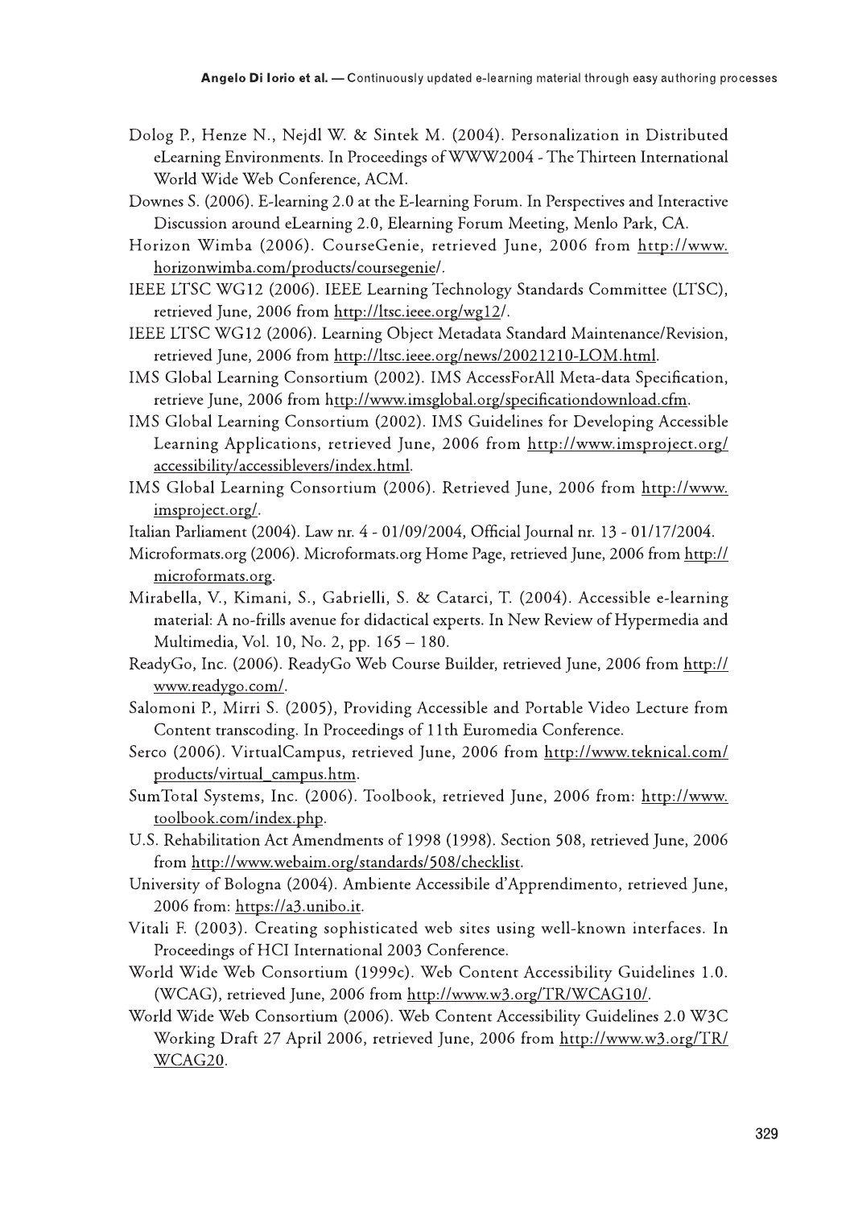Dolog P., Henze N., Nejdl W. & Sintek M. (2004). Personalization in Distributed eLearning Environments. In Proceedings of WWW2004 - The Thirteen International World Wide Web Conference, ACM.

Downes S. (2006). E-learning 2.0 at the E-learning Forum. In Perspectives and Interactive Discussion around eLearning 2.0, Elearning Forum Meeting, Menlo Park, CA.

Horizon Wimba (2006). CourseGenie, retrieved June, 2006 from http://www.horizonwimba.com/products/coursegenie/.

IEEE LTSC WG12 (2006). IEEE Learning Technology Standards Committee (LTSC), retrieved June, 2006 from http://ltsc.ieee.org/wg12/.

IEEE LTSC WG12 (2006). Learning Object Metadata Standard Maintenance/Revision, retrieved June, 2006 from http://ltsc.ieee.org/news/20021210-LOM.html.

IMS Global Learning Consortium (2002). IMS AccessForAll Meta-data Specification, retrieve June, 2006 from http://www.imsglobal.org/specificationdownload.cfm.

IMS Global Learning Consortium (2002). IMS Guidelines for Developing Accessible Learning Applications, retrieved June, 2006 from http://www.imsproject.org/accessibility/accessiblevers/index.html.

IMS Global Learning Consortium (2006). Retrieved June, 2006 from http://www.imsproject.org/.

Italian Parliament (2004). Law nr. 4 - 01/09/2004, Official Journal nr. 13 - 01/17/2004.

Microformats.org (2006). Microformats.org Home Page, retrieved June, 2006 from http://microformats.org.

Mirabella, V., Kimani, S., Gabrielli, S. & Catarci, T. (2004). Accessible e-learning material: A no-frills avenue for didactical experts. In New Review of Hypermedia and Multimedia, Vol. 10, No. 2, pp. 165 – 180.

ReadyGo, Inc. (2006). ReadyGo Web Course Builder, retrieved June, 2006 from http://www.readygo.com/.

Salomoni P., Mirri S. (2005), Providing Accessible and Portable Video Lecture from Content transcoding. In Proceedings of 11th Euromedia Conference.

Serco (2006). VirtualCampus, retrieved June, 2006 from http://www.teknical.com/products/virtual_campus.htm.

SumTotal Systems, Inc. (2006). Toolbook, retrieved June, 2006 from: http://www.toolbook.com/index.php.

U.S. Rehabilitation Act Amendments of 1998 (1998). Section 508, retrieved June, 2006 from http://www.webaim.org/standards/508/checklist.

University of Bologna (2004). Ambiente Accessibile d'Apprendimento, retrieved June, 2006 from: https://a3.unibo.it.

Vitali F. (2003). Creating sophisticated web sites using well-known interfaces. In Proceedings of HCI International 2003 Conference.

World Wide Web Consortium (1999c). Web Content Accessibility Guidelines 1.0. (WCAG), retrieved June, 2006 from http://www.w3.org/TR/WCAG10/.

World Wide Web Consortium (2006). Web Content Accessibility Guidelines 2.0 W3C Working Draft 27 April 2006, retrieved June, 2006 from http://www.w3.org/TR/WCAG20.